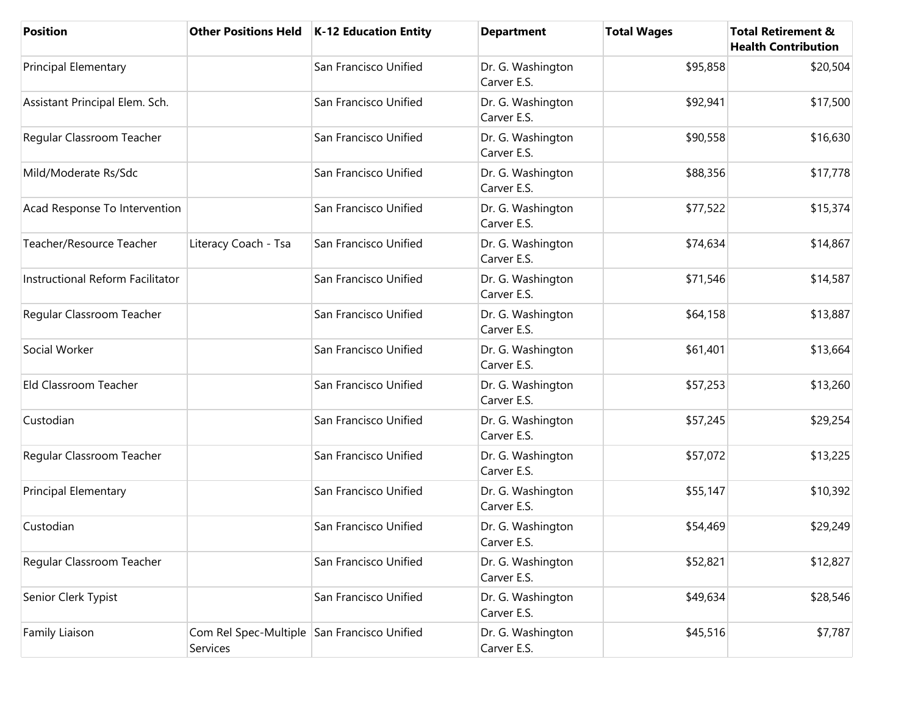| Position | Other Positions Held | K-12 Education Entity | Department | Total Wages | Total Retirement & Health Contribution |
|---|---|---|---|---|---|
| Principal Elementary | | San Francisco Unified | Dr. G. Washington Carver E.S. | $95,858 | $20,504 |
| Assistant Principal Elem. Sch. | | San Francisco Unified | Dr. G. Washington Carver E.S. | $92,941 | $17,500 |
| Regular Classroom Teacher | | San Francisco Unified | Dr. G. Washington Carver E.S. | $90,558 | $16,630 |
| Mild/Moderate Rs/Sdc | | San Francisco Unified | Dr. G. Washington Carver E.S. | $88,356 | $17,778 |
| Acad Response To Intervention | | San Francisco Unified | Dr. G. Washington Carver E.S. | $77,522 | $15,374 |
| Teacher/Resource Teacher | Literacy Coach - Tsa | San Francisco Unified | Dr. G. Washington Carver E.S. | $74,634 | $14,867 |
| Instructional Reform Facilitator | | San Francisco Unified | Dr. G. Washington Carver E.S. | $71,546 | $14,587 |
| Regular Classroom Teacher | | San Francisco Unified | Dr. G. Washington Carver E.S. | $64,158 | $13,887 |
| Social Worker | | San Francisco Unified | Dr. G. Washington Carver E.S. | $61,401 | $13,664 |
| Eld Classroom Teacher | | San Francisco Unified | Dr. G. Washington Carver E.S. | $57,253 | $13,260 |
| Custodian | | San Francisco Unified | Dr. G. Washington Carver E.S. | $57,245 | $29,254 |
| Regular Classroom Teacher | | San Francisco Unified | Dr. G. Washington Carver E.S. | $57,072 | $13,225 |
| Principal Elementary | | San Francisco Unified | Dr. G. Washington Carver E.S. | $55,147 | $10,392 |
| Custodian | | San Francisco Unified | Dr. G. Washington Carver E.S. | $54,469 | $29,249 |
| Regular Classroom Teacher | | San Francisco Unified | Dr. G. Washington Carver E.S. | $52,821 | $12,827 |
| Senior Clerk Typist | | San Francisco Unified | Dr. G. Washington Carver E.S. | $49,634 | $28,546 |
| Family Liaison | Com Rel Spec-Multiple Services | San Francisco Unified | Dr. G. Washington Carver E.S. | $45,516 | $7,787 |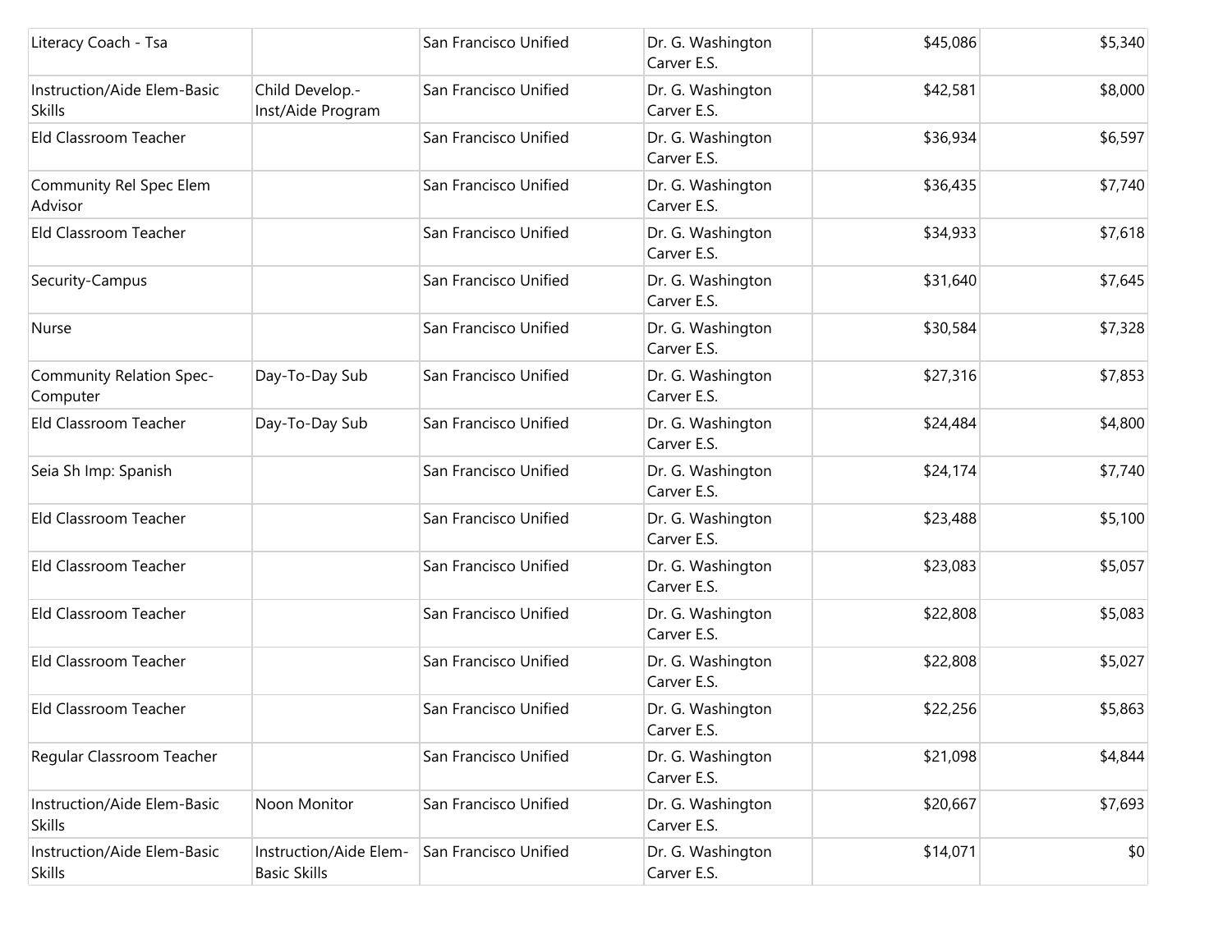| | | | | | |
|---|---|---|---|---|---|
| Literacy Coach - Tsa | | San Francisco Unified | Dr. G. Washington Carver E.S. | $45,086 | $5,340 |
| Instruction/Aide Elem-Basic Skills | Child Develop.-Inst/Aide Program | San Francisco Unified | Dr. G. Washington Carver E.S. | $42,581 | $8,000 |
| Eld Classroom Teacher | | San Francisco Unified | Dr. G. Washington Carver E.S. | $36,934 | $6,597 |
| Community Rel Spec Elem Advisor | | San Francisco Unified | Dr. G. Washington Carver E.S. | $36,435 | $7,740 |
| Eld Classroom Teacher | | San Francisco Unified | Dr. G. Washington Carver E.S. | $34,933 | $7,618 |
| Security-Campus | | San Francisco Unified | Dr. G. Washington Carver E.S. | $31,640 | $7,645 |
| Nurse | | San Francisco Unified | Dr. G. Washington Carver E.S. | $30,584 | $7,328 |
| Community Relation Spec-Computer | Day-To-Day Sub | San Francisco Unified | Dr. G. Washington Carver E.S. | $27,316 | $7,853 |
| Eld Classroom Teacher | Day-To-Day Sub | San Francisco Unified | Dr. G. Washington Carver E.S. | $24,484 | $4,800 |
| Seia Sh Imp: Spanish | | San Francisco Unified | Dr. G. Washington Carver E.S. | $24,174 | $7,740 |
| Eld Classroom Teacher | | San Francisco Unified | Dr. G. Washington Carver E.S. | $23,488 | $5,100 |
| Eld Classroom Teacher | | San Francisco Unified | Dr. G. Washington Carver E.S. | $23,083 | $5,057 |
| Eld Classroom Teacher | | San Francisco Unified | Dr. G. Washington Carver E.S. | $22,808 | $5,083 |
| Eld Classroom Teacher | | San Francisco Unified | Dr. G. Washington Carver E.S. | $22,808 | $5,027 |
| Eld Classroom Teacher | | San Francisco Unified | Dr. G. Washington Carver E.S. | $22,256 | $5,863 |
| Regular Classroom Teacher | | San Francisco Unified | Dr. G. Washington Carver E.S. | $21,098 | $4,844 |
| Instruction/Aide Elem-Basic Skills | Noon Monitor | San Francisco Unified | Dr. G. Washington Carver E.S. | $20,667 | $7,693 |
| Instruction/Aide Elem-Basic Skills | Instruction/Aide Elem-Basic Skills | San Francisco Unified | Dr. G. Washington Carver E.S. | $14,071 | $0 |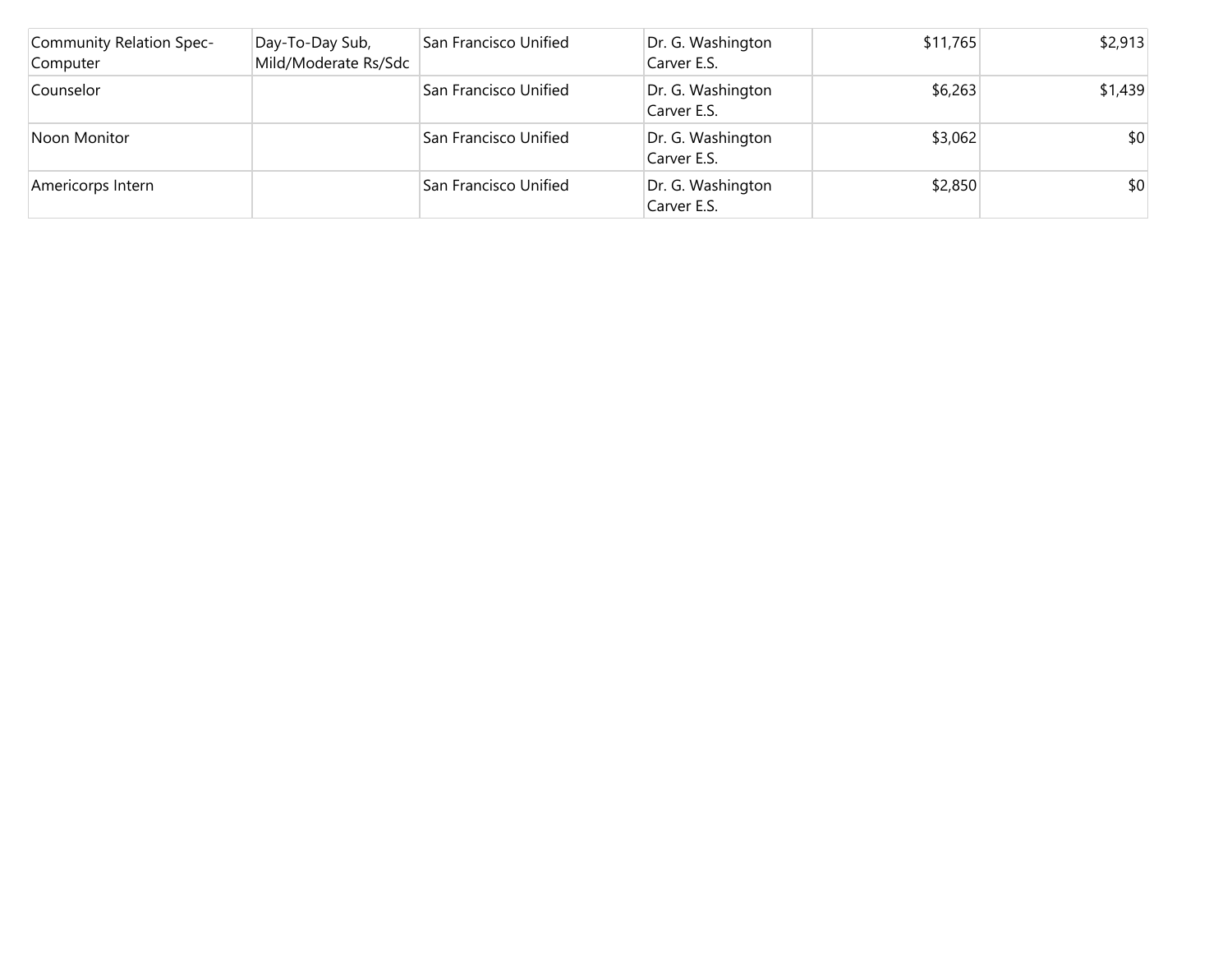| | | | | | |
|---|---|---|---|---|---|
| Community Relation Spec-Computer | Day-To-Day Sub, Mild/Moderate Rs/Sdc | San Francisco Unified | Dr. G. Washington Carver E.S. | $11,765 | $2,913 |
| Counselor | | San Francisco Unified | Dr. G. Washington Carver E.S. | $6,263 | $1,439 |
| Noon Monitor | | San Francisco Unified | Dr. G. Washington Carver E.S. | $3,062 | $0 |
| Americorps Intern | | San Francisco Unified | Dr. G. Washington Carver E.S. | $2,850 | $0 |